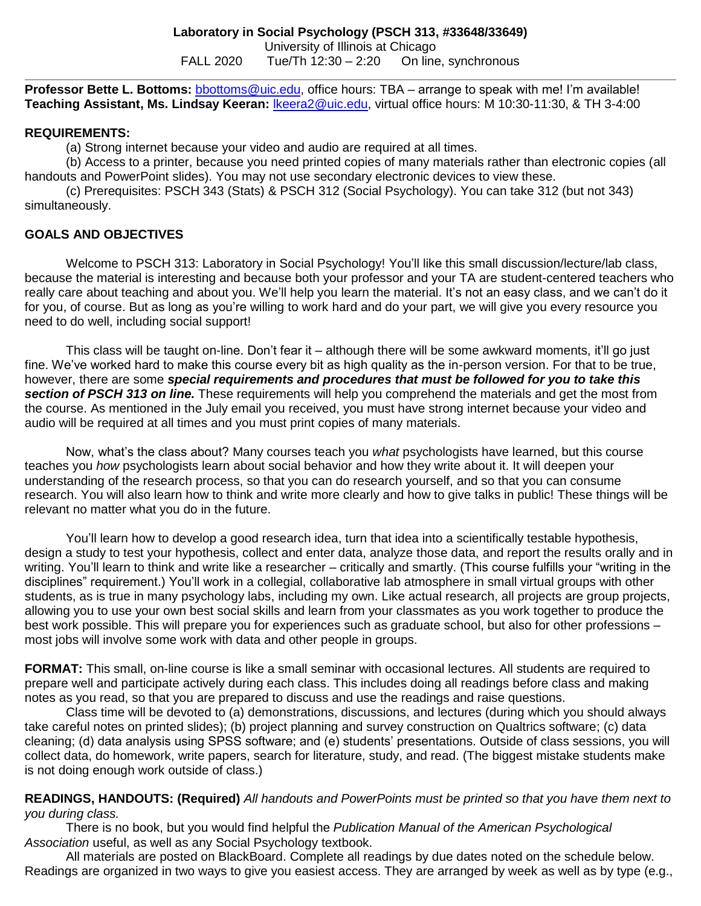**Laboratory in Social Psychology (PSCH 313, #33648/33649)**

University of Illinois at Chicago

FALL 2020 Tue/Th 12:30 – 2:20 On line, synchronous

---

**Professor Bette L. Bottoms:** bbottoms@uic.edu, office hours: TBA – arrange to speak with me! I'm available!
**Teaching Assistant, Ms. Lindsay Keeran:** lkeera2@uic.edu, virtual office hours: M 10:30-11:30, & TH 3-4:00

**REQUIREMENTS:**

(a) Strong internet because your video and audio are required at all times.

(b) Access to a printer, because you need printed copies of many materials rather than electronic copies (all handouts and PowerPoint slides). You may not use secondary electronic devices to view these.

(c) Prerequisites: PSCH 343 (Stats) & PSCH 312 (Social Psychology). You can take 312 (but not 343) simultaneously.

**GOALS AND OBJECTIVES**

Welcome to PSCH 313: Laboratory in Social Psychology! You'll like this small discussion/lecture/lab class, because the material is interesting and because both your professor and your TA are student-centered teachers who really care about teaching and about you. We'll help you learn the material. It's not an easy class, and we can't do it for you, of course. But as long as you're willing to work hard and do your part, we will give you every resource you need to do well, including social support!

This class will be taught on-line. Don't fear it – although there will be some awkward moments, it'll go just fine. We've worked hard to make this course every bit as high quality as the in-person version. For that to be true, however, there are some ***special requirements and procedures that must be followed for you to take this section of PSCH 313 on line.*** These requirements will help you comprehend the materials and get the most from the course. As mentioned in the July email you received, you must have strong internet because your video and audio will be required at all times and you must print copies of many materials.

Now, what's the class about? Many courses teach you *what* psychologists have learned, but this course teaches you *how* psychologists learn about social behavior and how they write about it. It will deepen your understanding of the research process, so that you can do research yourself, and so that you can consume research. You will also learn how to think and write more clearly and how to give talks in public! These things will be relevant no matter what you do in the future.

You'll learn how to develop a good research idea, turn that idea into a scientifically testable hypothesis, design a study to test your hypothesis, collect and enter data, analyze those data, and report the results orally and in writing. You'll learn to think and write like a researcher – critically and smartly. (This course fulfills your "writing in the disciplines" requirement.) You'll work in a collegial, collaborative lab atmosphere in small virtual groups with other students, as is true in many psychology labs, including my own. Like actual research, all projects are group projects, allowing you to use your own best social skills and learn from your classmates as you work together to produce the best work possible. This will prepare you for experiences such as graduate school, but also for other professions – most jobs will involve some work with data and other people in groups.

**FORMAT:** This small, on-line course is like a small seminar with occasional lectures. All students are required to prepare well and participate actively during each class. This includes doing all readings before class and making notes as you read, so that you are prepared to discuss and use the readings and raise questions.

Class time will be devoted to (a) demonstrations, discussions, and lectures (during which you should always take careful notes on printed slides); (b) project planning and survey construction on Qualtrics software; (c) data cleaning; (d) data analysis using SPSS software; and (e) students' presentations. Outside of class sessions, you will collect data, do homework, write papers, search for literature, study, and read. (The biggest mistake students make is not doing enough work outside of class.)

**READINGS, HANDOUTS: (Required)** *All handouts and PowerPoints must be printed so that you have them next to you during class.*

There is no book, but you would find helpful the *Publication Manual of the American Psychological Association* useful, as well as any Social Psychology textbook.

All materials are posted on BlackBoard. Complete all readings by due dates noted on the schedule below. Readings are organized in two ways to give you easiest access. They are arranged by week as well as by type (e.g.,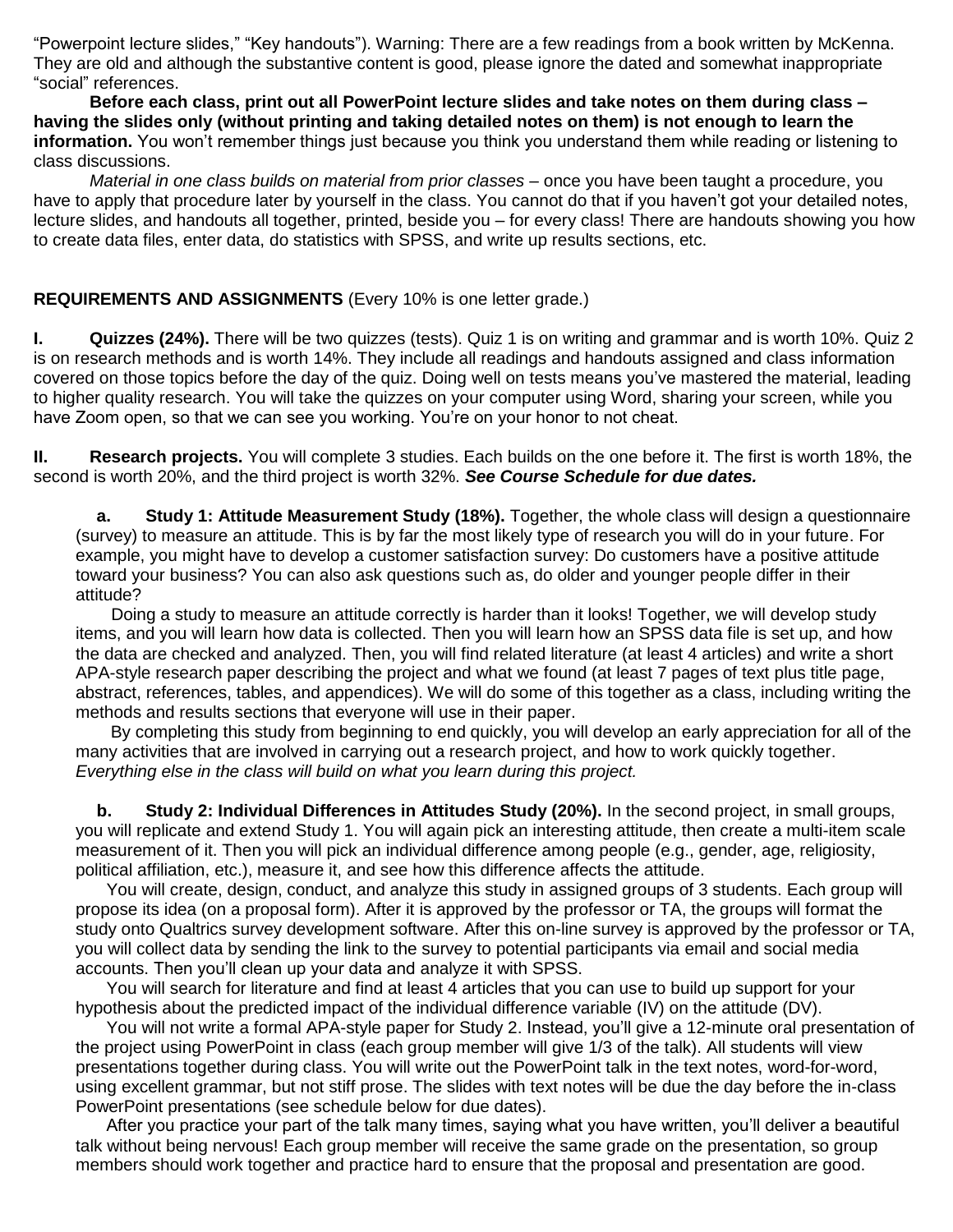"Powerpoint lecture slides," "Key handouts"). Warning: There are a few readings from a book written by McKenna. They are old and although the substantive content is good, please ignore the dated and somewhat inappropriate "social" references.

**Before each class, print out all PowerPoint lecture slides and take notes on them during class – having the slides only (without printing and taking detailed notes on them) is not enough to learn the information.** You won't remember things just because you think you understand them while reading or listening to class discussions.

*Material in one class builds on material from prior classes* – once you have been taught a procedure, you have to apply that procedure later by yourself in the class. You cannot do that if you haven't got your detailed notes, lecture slides, and handouts all together, printed, beside you – for every class! There are handouts showing you how to create data files, enter data, do statistics with SPSS, and write up results sections, etc.

**REQUIREMENTS AND ASSIGNMENTS** (Every 10% is one letter grade.)

**I. Quizzes (24%).** There will be two quizzes (tests). Quiz 1 is on writing and grammar and is worth 10%. Quiz 2 is on research methods and is worth 14%. They include all readings and handouts assigned and class information covered on those topics before the day of the quiz. Doing well on tests means you've mastered the material, leading to higher quality research. You will take the quizzes on your computer using Word, sharing your screen, while you have Zoom open, so that we can see you working. You're on your honor to not cheat.

**II. Research projects.** You will complete 3 studies. Each builds on the one before it. The first is worth 18%, the second is worth 20%, and the third project is worth 32%. ***See Course Schedule for due dates.***

**a. Study 1: Attitude Measurement Study (18%).** Together, the whole class will design a questionnaire (survey) to measure an attitude. This is by far the most likely type of research you will do in your future. For example, you might have to develop a customer satisfaction survey: Do customers have a positive attitude toward your business? You can also ask questions such as, do older and younger people differ in their attitude?

Doing a study to measure an attitude correctly is harder than it looks! Together, we will develop study items, and you will learn how data is collected. Then you will learn how an SPSS data file is set up, and how the data are checked and analyzed. Then, you will find related literature (at least 4 articles) and write a short APA-style research paper describing the project and what we found (at least 7 pages of text plus title page, abstract, references, tables, and appendices). We will do some of this together as a class, including writing the methods and results sections that everyone will use in their paper.

By completing this study from beginning to end quickly, you will develop an early appreciation for all of the many activities that are involved in carrying out a research project, and how to work quickly together. *Everything else in the class will build on what you learn during this project.*

**b. Study 2: Individual Differences in Attitudes Study (20%).** In the second project, in small groups, you will replicate and extend Study 1. You will again pick an interesting attitude, then create a multi-item scale measurement of it. Then you will pick an individual difference among people (e.g., gender, age, religiosity, political affiliation, etc.), measure it, and see how this difference affects the attitude.

You will create, design, conduct, and analyze this study in assigned groups of 3 students. Each group will propose its idea (on a proposal form). After it is approved by the professor or TA, the groups will format the study onto Qualtrics survey development software. After this on-line survey is approved by the professor or TA, you will collect data by sending the link to the survey to potential participants via email and social media accounts. Then you'll clean up your data and analyze it with SPSS.

You will search for literature and find at least 4 articles that you can use to build up support for your hypothesis about the predicted impact of the individual difference variable (IV) on the attitude (DV).

You will not write a formal APA-style paper for Study 2. Instead, you'll give a 12-minute oral presentation of the project using PowerPoint in class (each group member will give 1/3 of the talk). All students will view presentations together during class. You will write out the PowerPoint talk in the text notes, word-for-word, using excellent grammar, but not stiff prose. The slides with text notes will be due the day before the in-class PowerPoint presentations (see schedule below for due dates).

After you practice your part of the talk many times, saying what you have written, you'll deliver a beautiful talk without being nervous! Each group member will receive the same grade on the presentation, so group members should work together and practice hard to ensure that the proposal and presentation are good.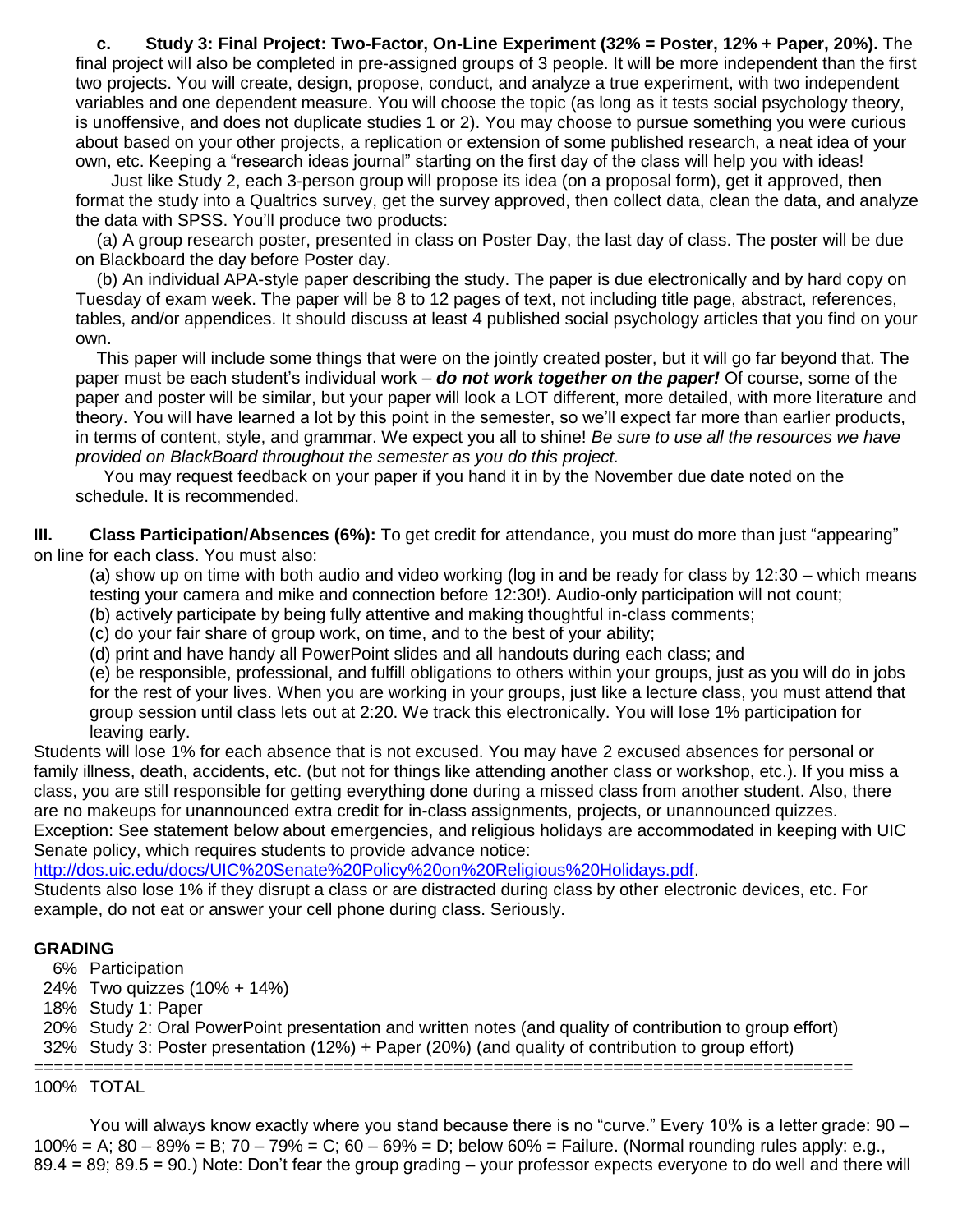**c. Study 3: Final Project: Two-Factor, On-Line Experiment (32% = Poster, 12% + Paper, 20%).** The final project will also be completed in pre-assigned groups of 3 people. It will be more independent than the first two projects. You will create, design, propose, conduct, and analyze a true experiment, with two independent variables and one dependent measure. You will choose the topic (as long as it tests social psychology theory, is unoffensive, and does not duplicate studies 1 or 2). You may choose to pursue something you were curious about based on your other projects, a replication or extension of some published research, a neat idea of your own, etc. Keeping a "research ideas journal" starting on the first day of the class will help you with ideas!

Just like Study 2, each 3-person group will propose its idea (on a proposal form), get it approved, then format the study into a Qualtrics survey, get the survey approved, then collect data, clean the data, and analyze the data with SPSS. You'll produce two products:

(a) A group research poster, presented in class on Poster Day, the last day of class. The poster will be due on Blackboard the day before Poster day.

(b) An individual APA-style paper describing the study. The paper is due electronically and by hard copy on Tuesday of exam week. The paper will be 8 to 12 pages of text, not including title page, abstract, references, tables, and/or appendices. It should discuss at least 4 published social psychology articles that you find on your own.

This paper will include some things that were on the jointly created poster, but it will go far beyond that. The paper must be each student's individual work – ***do not work together on the paper!*** Of course, some of the paper and poster will be similar, but your paper will look a LOT different, more detailed, with more literature and theory. You will have learned a lot by this point in the semester, so we'll expect far more than earlier products, in terms of content, style, and grammar. We expect you all to shine! *Be sure to use all the resources we have provided on BlackBoard throughout the semester as you do this project.*

You may request feedback on your paper if you hand it in by the November due date noted on the schedule. It is recommended.

**III. Class Participation/Absences (6%):** To get credit for attendance, you must do more than just "appearing" on line for each class. You must also:

(a) show up on time with both audio and video working (log in and be ready for class by 12:30 – which means testing your camera and mike and connection before 12:30!). Audio-only participation will not count;
(b) actively participate by being fully attentive and making thoughtful in-class comments;
(c) do your fair share of group work, on time, and to the best of your ability;
(d) print and have handy all PowerPoint slides and all handouts during each class; and
(e) be responsible, professional, and fulfill obligations to others within your groups, just as you will do in jobs for the rest of your lives. When you are working in your groups, just like a lecture class, you must attend that group session until class lets out at 2:20. We track this electronically. You will lose 1% participation for leaving early.

Students will lose 1% for each absence that is not excused. You may have 2 excused absences for personal or family illness, death, accidents, etc. (but not for things like attending another class or workshop, etc.). If you miss a class, you are still responsible for getting everything done during a missed class from another student. Also, there are no makeups for unannounced extra credit for in-class assignments, projects, or unannounced quizzes. Exception: See statement below about emergencies, and religious holidays are accommodated in keeping with UIC Senate policy, which requires students to provide advance notice:
http://dos.uic.edu/docs/UIC%20Senate%20Policy%20on%20Religious%20Holidays.pdf.
Students also lose 1% if they disrupt a class or are distracted during class by other electronic devices, etc. For example, do not eat or answer your cell phone during class. Seriously.

**GRADING**

6% Participation
24% Two quizzes (10% + 14%)
18% Study 1: Paper
20% Study 2: Oral PowerPoint presentation and written notes (and quality of contribution to group effort)
32% Study 3: Poster presentation (12%) + Paper (20%) (and quality of contribution to group effort)
==================================================================================
100% TOTAL

You will always know exactly where you stand because there is no "curve." Every 10% is a letter grade: 90 – 100% = A; 80 – 89% = B; 70 – 79% = C; 60 – 69% = D; below 60% = Failure. (Normal rounding rules apply: e.g., 89.4 = 89; 89.5 = 90.) Note: Don't fear the group grading – your professor expects everyone to do well and there will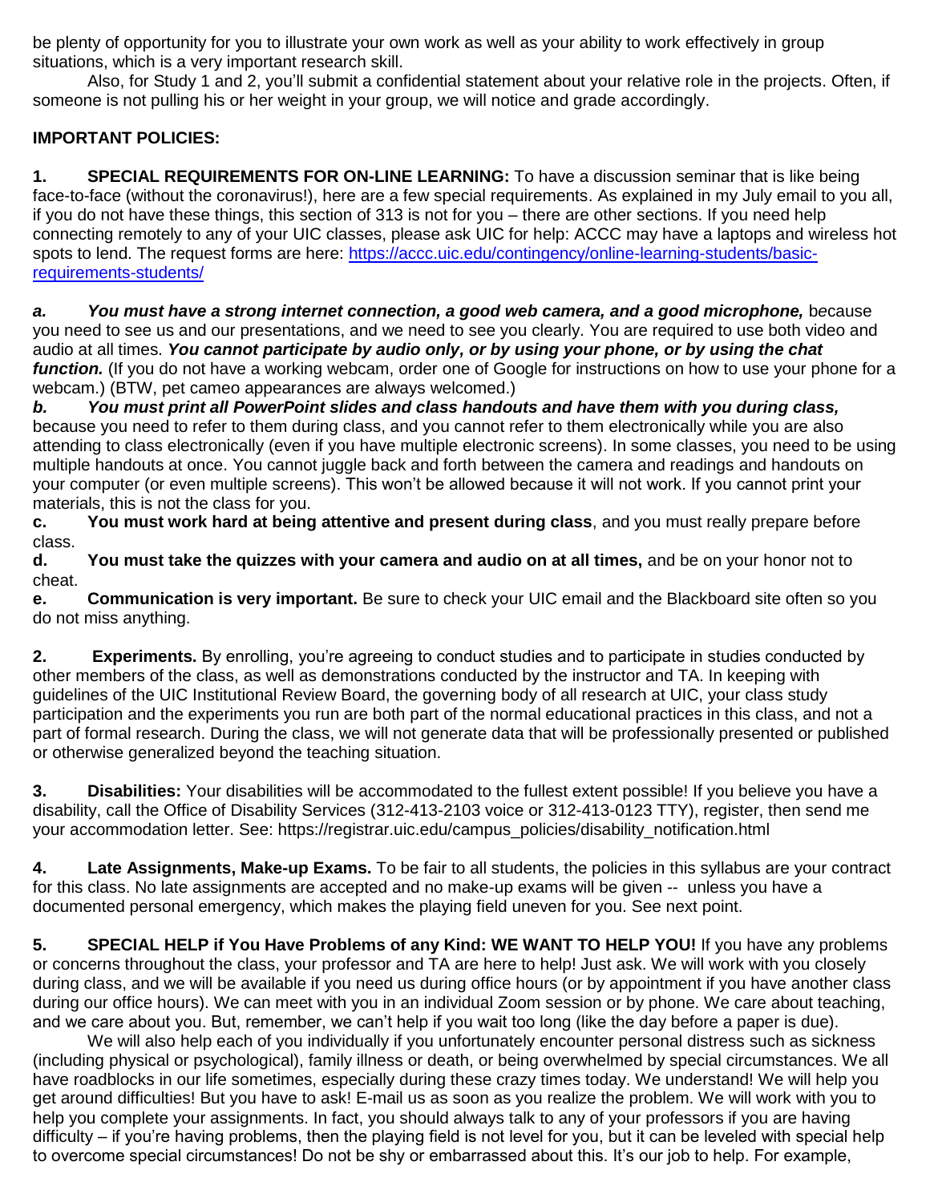be plenty of opportunity for you to illustrate your own work as well as your ability to work effectively in group situations, which is a very important research skill.

Also, for Study 1 and 2, you'll submit a confidential statement about your relative role in the projects. Often, if someone is not pulling his or her weight in your group, we will notice and grade accordingly.

**IMPORTANT POLICIES:**

**1. SPECIAL REQUIREMENTS FOR ON-LINE LEARNING:** To have a discussion seminar that is like being face-to-face (without the coronavirus!), here are a few special requirements. As explained in my July email to you all, if you do not have these things, this section of 313 is not for you – there are other sections. If you need help connecting remotely to any of your UIC classes, please ask UIC for help: ACCC may have a laptops and wireless hot spots to lend. The request forms are here: [https://accc.uic.edu/contingency/online-learning-students/basic-requirements-students/](https://accc.uic.edu/contingency/online-learning-students/basic-requirements-students/)

***a. You must have a strong internet connection, a good web camera, and a good microphone,*** because you need to see us and our presentations, and we need to see you clearly. You are required to use both video and audio at all times. ***You cannot participate by audio only, or by using your phone, or by using the chat function.*** (If you do not have a working webcam, order one of Google for instructions on how to use your phone for a webcam.) (BTW, pet cameo appearances are always welcomed.)

***b. You must print all PowerPoint slides and class handouts and have them with you during class,*** because you need to refer to them during class, and you cannot refer to them electronically while you are also attending to class electronically (even if you have multiple electronic screens). In some classes, you need to be using multiple handouts at once. You cannot juggle back and forth between the camera and readings and handouts on your computer (or even multiple screens). This won't be allowed because it will not work. If you cannot print your materials, this is not the class for you.

**c. You must work hard at being attentive and present during class**, and you must really prepare before class.

**d. You must take the quizzes with your camera and audio on at all times,** and be on your honor not to cheat.

**e. Communication is very important.** Be sure to check your UIC email and the Blackboard site often so you do not miss anything.

**2. Experiments.** By enrolling, you're agreeing to conduct studies and to participate in studies conducted by other members of the class, as well as demonstrations conducted by the instructor and TA. In keeping with guidelines of the UIC Institutional Review Board, the governing body of all research at UIC, your class study participation and the experiments you run are both part of the normal educational practices in this class, and not a part of formal research. During the class, we will not generate data that will be professionally presented or published or otherwise generalized beyond the teaching situation.

**3. Disabilities:** Your disabilities will be accommodated to the fullest extent possible! If you believe you have a disability, call the Office of Disability Services (312-413-2103 voice or 312-413-0123 TTY), register, then send me your accommodation letter. See: https://registrar.uic.edu/campus_policies/disability_notification.html

**4. Late Assignments, Make-up Exams.** To be fair to all students, the policies in this syllabus are your contract for this class. No late assignments are accepted and no make-up exams will be given -- unless you have a documented personal emergency, which makes the playing field uneven for you. See next point.

**5. SPECIAL HELP if You Have Problems of any Kind: WE WANT TO HELP YOU!** If you have any problems or concerns throughout the class, your professor and TA are here to help! Just ask. We will work with you closely during class, and we will be available if you need us during office hours (or by appointment if you have another class during our office hours). We can meet with you in an individual Zoom session or by phone. We care about teaching, and we care about you. But, remember, we can't help if you wait too long (like the day before a paper is due).

We will also help each of you individually if you unfortunately encounter personal distress such as sickness (including physical or psychological), family illness or death, or being overwhelmed by special circumstances. We all have roadblocks in our life sometimes, especially during these crazy times today. We understand! We will help you get around difficulties! But you have to ask! E-mail us as soon as you realize the problem. We will work with you to help you complete your assignments. In fact, you should always talk to any of your professors if you are having difficulty – if you're having problems, then the playing field is not level for you, but it can be leveled with special help to overcome special circumstances! Do not be shy or embarrassed about this. It's our job to help. For example,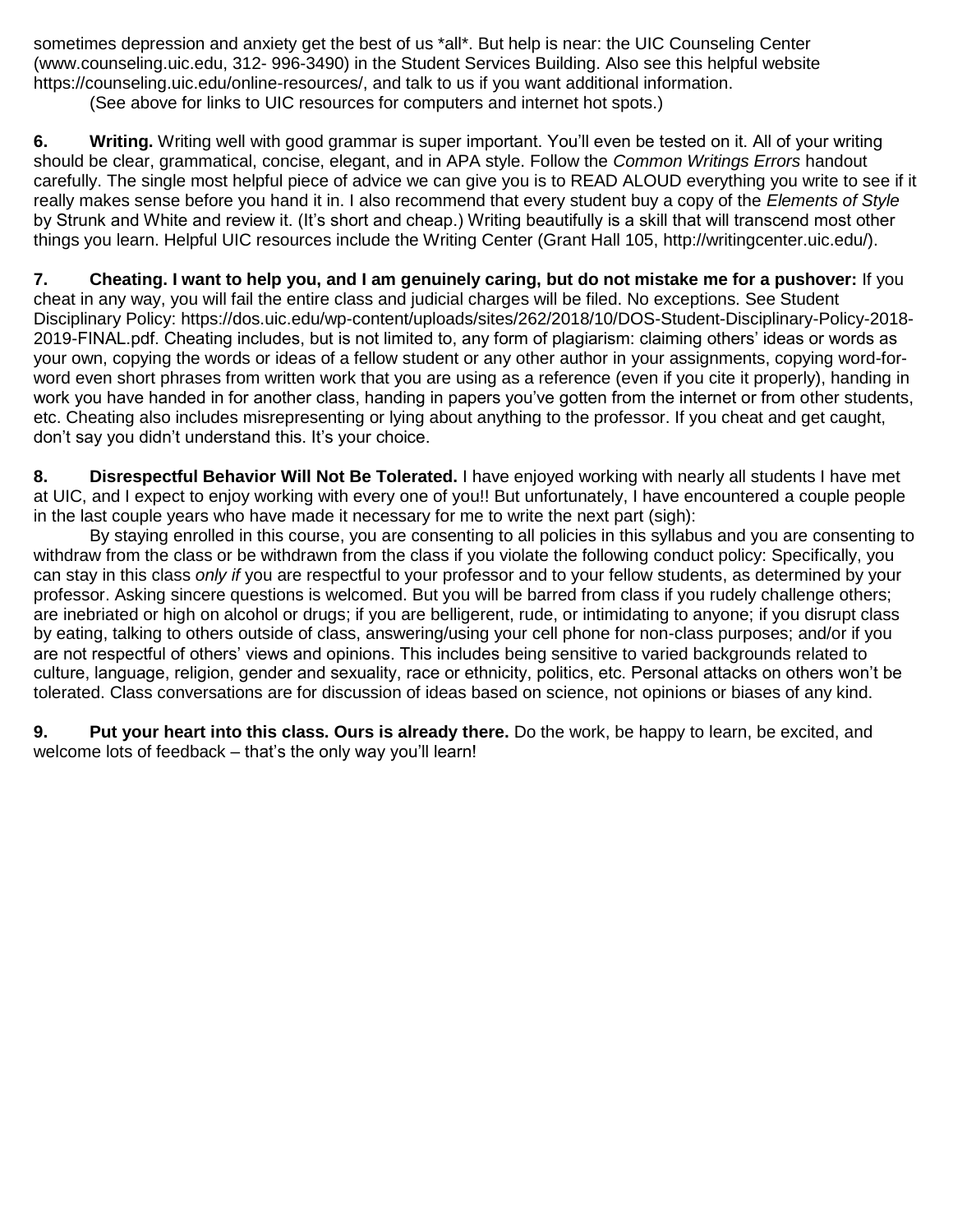sometimes depression and anxiety get the best of us *all*. But help is near: the UIC Counseling Center (www.counseling.uic.edu, 312- 996-3490) in the Student Services Building. Also see this helpful website https://counseling.uic.edu/online-resources/, and talk to us if you want additional information.

(See above for links to UIC resources for computers and internet hot spots.)

**6. Writing.** Writing well with good grammar is super important. You'll even be tested on it. All of your writing should be clear, grammatical, concise, elegant, and in APA style. Follow the *Common Writings Errors* handout carefully. The single most helpful piece of advice we can give you is to READ ALOUD everything you write to see if it really makes sense before you hand it in. I also recommend that every student buy a copy of the *Elements of Style* by Strunk and White and review it. (It's short and cheap.) Writing beautifully is a skill that will transcend most other things you learn. Helpful UIC resources include the Writing Center (Grant Hall 105, http://writingcenter.uic.edu/).

**7. Cheating. I want to help you, and I am genuinely caring, but do not mistake me for a pushover:** If you cheat in any way, you will fail the entire class and judicial charges will be filed. No exceptions. See Student Disciplinary Policy: https://dos.uic.edu/wp-content/uploads/sites/262/2018/10/DOS-Student-Disciplinary-Policy-2018-2019-FINAL.pdf. Cheating includes, but is not limited to, any form of plagiarism: claiming others' ideas or words as your own, copying the words or ideas of a fellow student or any other author in your assignments, copying word-for-word even short phrases from written work that you are using as a reference (even if you cite it properly), handing in work you have handed in for another class, handing in papers you've gotten from the internet or from other students, etc. Cheating also includes misrepresenting or lying about anything to the professor. If you cheat and get caught, don't say you didn't understand this. It's your choice.

**8. Disrespectful Behavior Will Not Be Tolerated.** I have enjoyed working with nearly all students I have met at UIC, and I expect to enjoy working with every one of you!! But unfortunately, I have encountered a couple people in the last couple years who have made it necessary for me to write the next part (sigh):

By staying enrolled in this concise, you are consenting to all policies in this syllabus and you are consenting to withdraw from the class or be withdrawn from the class if you violate the following conduct policy: Specifically, you can stay in this class *only if* you are respectful to your professor and to your fellow students, as determined by your professor. Asking sincere questions is welcomed. But you will be barred from class if you rudely challenge others; are inebriated or high on alcohol or drugs; if you are belligerent, rude, or intimidating to anyone; if you disrupt class by eating, talking to others outside of class, answering/using your cell phone for non-class purposes; and/or if you are not respectful of others' views and opinions. This includes being sensitive to varied backgrounds related to culture, language, religion, gender and sexuality, race or ethnicity, politics, etc. Personal attacks on others won't be tolerated. Class conversations are for discussion of ideas based on science, not opinions or biases of any kind.

**9. Put your heart into this class. Ours is already there.** Do the work, be happy to learn, be excited, and welcome lots of feedback – that's the only way you'll learn!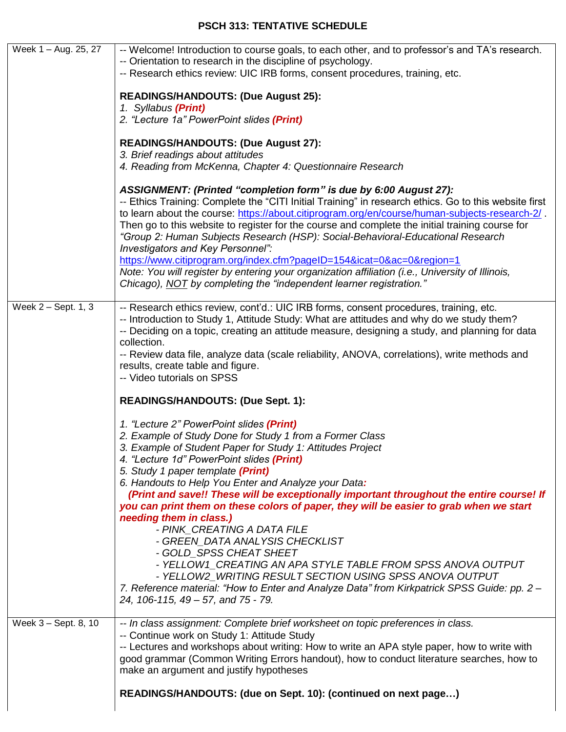# PSCH 313: TENTATIVE SCHEDULE

| | |
|---|---|
| Week 1 – Aug. 25, 27 | -- Welcome! Introduction to course goals, to each other, and to professor's and TA's research.<br>-- Orientation to research in the discipline of psychology.<br>-- Research ethics review: UIC IRB forms, consent procedures, training, etc.<br><br>**READINGS/HANDOUTS: (Due August 25):**<br>*1. Syllabus* ***(Print)***<br>*2. "Lecture 1a" PowerPoint slides* ***(Print)***<br><br>**READINGS/HANDOUTS: (Due August 27):**<br>*3. Brief readings about attitudes*<br>*4. Reading from McKenna, Chapter 4: Questionnaire Research*<br><br>***ASSIGNMENT: (Printed "completion form" is due by 6:00 August 27):***<br>-- Ethics Training: Complete the "CITI Initial Training" in research ethics. Go to this website first to learn about the course: https://about.citiprogram.org/en/course/human-subjects-research-2/ . Then go to this website to register for the course and complete the initial training course for *"Group 2: Human Subjects Research (HSP): Social-Behavioral-Educational Research Investigators and Key Personnel":*<br>https://www.citiprogram.org/index.cfm?pageID=154&icat=0&ac=0&region=1<br>*Note: You will register by entering your organization affiliation (i.e., University of Illinois, Chicago), NOT by completing the "independent learner registration."* |
| Week 2 – Sept. 1, 3 | -- Research ethics review, cont'd.: UIC IRB forms, consent procedures, training, etc.<br>-- Introduction to Study 1, Attitude Study: What are attitudes and why do we study them?<br>-- Deciding on a topic, creating an attitude measure, designing a study, and planning for data collection.<br>-- Review data file, analyze data (scale reliability, ANOVA, correlations), write methods and results, create table and figure.<br>-- Video tutorials on SPSS<br><br>**READINGS/HANDOUTS: (Due Sept. 1):**<br><br>*1. "Lecture 2" PowerPoint slides* ***(Print)***<br>*2. Example of Study Done for Study 1 from a Former Class*<br>*3. Example of Student Paper for Study 1: Attitudes Project*<br>*4. "Lecture 1d" PowerPoint slides* ***(Print)***<br>*5. Study 1 paper template* ***(Print)***<br>*6. Handouts to Help You Enter and Analyze your Data:*<br>***(Print and save!! These will be exceptionally important throughout the entire course! If you can print them on these colors of paper, they will be easier to grab when we start needing them in class.)***<br>*- PINK_CREATING A DATA FILE*<br>*- GREEN_DATA ANALYSIS CHECKLIST*<br>*- GOLD_SPSS CHEAT SHEET*<br>*- YELLOW1_CREATING AN APA STYLE TABLE FROM SPSS ANOVA OUTPUT*<br>*- YELLOW2_WRITING RESULT SECTION USING SPSS ANOVA OUTPUT*<br>*7. Reference material: "How to Enter and Analyze Data" from Kirkpatrick SPSS Guide: pp. 2 – 24, 106-115, 49 – 57, and 75 - 79.* |
| Week 3 – Sept. 8, 10 | *-- In class assignment: Complete brief worksheet on topic preferences in class.*<br>-- Continue work on Study 1: Attitude Study<br>-- Lectures and workshops about writing: How to write an APA style paper, how to write with good grammar (Common Writing Errors handout), how to conduct literature searches, how to make an argument and justify hypotheses<br><br>**READINGS/HANDOUTS: (due on Sept. 10): (continued on next page…)** |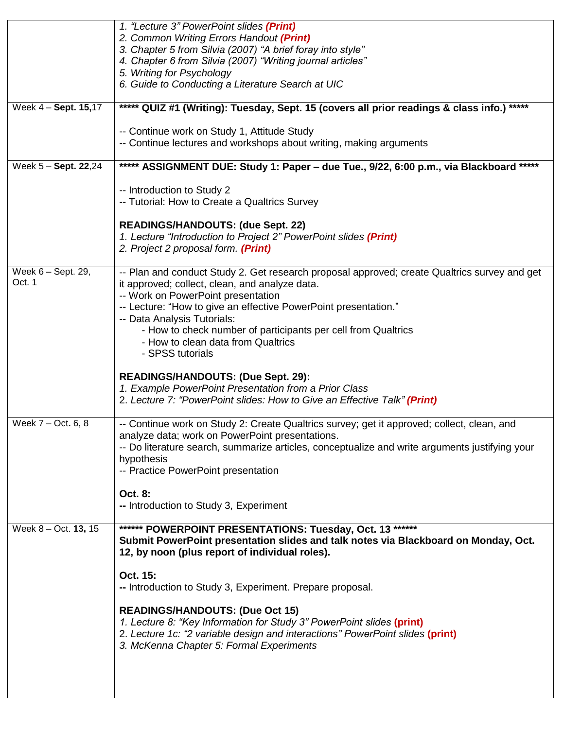| | |
|---|---|
| | *1. "Lecture 3" PowerPoint slides* ***(Print)***<br>*2. Common Writing Errors Handout* ***(Print)***<br>*3. Chapter 5 from Silvia (2007) "A brief foray into style"*<br>*4. Chapter 6 from Silvia (2007) "Writing journal articles"*<br>*5. Writing for Psychology*<br>*6. Guide to Conducting a Literature Search at UIC* |
| Week 4 – **Sept. 15,**17 | **\*\*\*\*\* QUIZ #1 (Writing): Tuesday, Sept. 15 (covers all prior readings & class info.) \*\*\*\*\***<br><br>-- Continue work on Study 1, Attitude Study<br>-- Continue lectures and workshops about writing, making arguments |
| Week 5 – **Sept. 22**,24 | **\*\*\*\*\* ASSIGNMENT DUE: Study 1: Paper – due Tue., 9/22, 6:00 p.m., via Blackboard \*\*\*\*\***<br><br>-- Introduction to Study 2<br>-- Tutorial: How to Create a Qualtrics Survey<br><br>**READINGS/HANDOUTS: (due Sept. 22)**<br>*1. Lecture "Introduction to Project 2" PowerPoint slides* ***(Print)***<br>*2. Project 2 proposal form.* ***(Print)*** |
| Week 6 – Sept. 29, Oct. 1 | -- Plan and conduct Study 2. Get research proposal approved; create Qualtrics survey and get it approved; collect, clean, and analyze data.<br>-- Work on PowerPoint presentation<br>-- Lecture: "How to give an effective PowerPoint presentation."<br>-- Data Analysis Tutorials:<br>- How to check number of participants per cell from Qualtrics<br>- How to clean data from Qualtrics<br>- SPSS tutorials<br><br>**READINGS/HANDOUTS: (Due Sept. 29):**<br>*1. Example PowerPoint Presentation from a Prior Class*<br>2. *Lecture 7: "PowerPoint slides: How to Give an Effective Talk"* ***(Print)*** |
| Week 7 – Oct**.** 6, 8 | -- Continue work on Study 2: Create Qualtrics survey; get it approved; collect, clean, and analyze data; work on PowerPoint presentations.<br>-- Do literature search, summarize articles, conceptualize and write arguments justifying your hypothesis<br>-- Practice PowerPoint presentation<br><br>**Oct. 8:**<br>**--** Introduction to Study 3, Experiment |
| Week 8 – Oct. **13,** 15 | **\*\*\*\*\*\* POWERPOINT PRESENTATIONS: Tuesday, Oct. 13 \*\*\*\*\*\***<br>**Submit PowerPoint presentation slides and talk notes via Blackboard on Monday, Oct. 12, by noon (plus report of individual roles).**<br><br>**Oct. 15:**<br>**--** Introduction to Study 3, Experiment. Prepare proposal.<br><br>**READINGS/HANDOUTS: (Due Oct 15)**<br>*1. Lecture 8: "Key Information for Study 3" PowerPoint slides* **(print)**<br>2. *Lecture 1c: "2 variable design and interactions" PowerPoint slides* **(print)**<br>*3. McKenna Chapter 5: Formal Experiments* |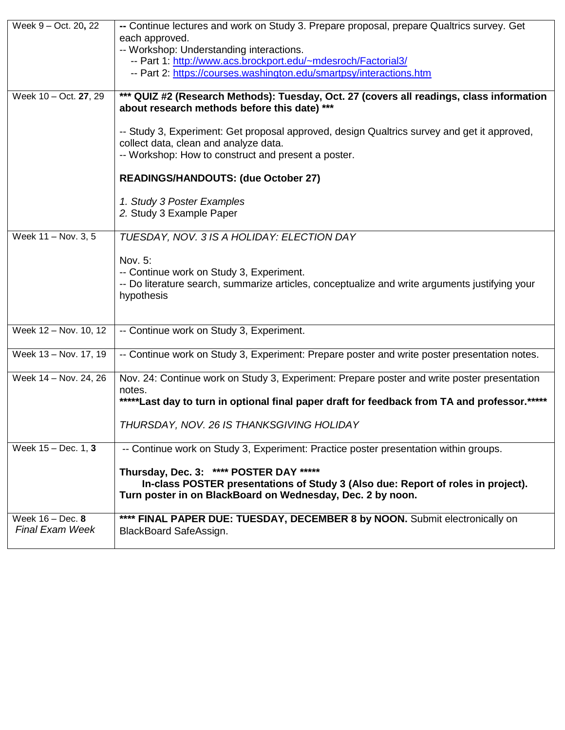| | |
|---|---|
| Week 9 – Oct. 20, 22 | **--** Continue lectures and work on Study 3. Prepare proposal, prepare Qualtrics survey. Get each approved.<br>-- Workshop: Understanding interactions.<br>-- Part 1: http://www.acs.brockport.edu/~mdesroch/Factorial3/<br>-- Part 2: https://courses.washington.edu/smartpsy/interactions.htm |
| Week 10 – Oct. **27**, 29 | **\*\*\* QUIZ #2 (Research Methods): Tuesday, Oct. 27 (covers all readings, class information about research methods before this date) \*\*\***<br><br>-- Study 3, Experiment: Get proposal approved, design Qualtrics survey and get it approved, collect data, clean and analyze data.<br>-- Workshop: How to construct and present a poster.<br><br>**READINGS/HANDOUTS: (due October 27)**<br><br>*1. Study 3 Poster Examples*<br>*2.* Study 3 Example Paper |
| Week 11 – Nov. 3, 5 | *TUESDAY, NOV. 3 IS A HOLIDAY: ELECTION DAY*<br><br>Nov. 5:<br>-- Continue work on Study 3, Experiment.<br>-- Do literature search, summarize articles, conceptualize and write arguments justifying your hypothesis |
| Week 12 – Nov. 10, 12 | -- Continue work on Study 3, Experiment. |
| Week 13 – Nov. 17, 19 | -- Continue work on Study 3, Experiment: Prepare poster and write poster presentation notes. |
| Week 14 – Nov. 24, 26 | Nov. 24: Continue work on Study 3, Experiment: Prepare poster and write poster presentation notes.<br>**\*\*\*\*\*Last day to turn in optional final paper draft for feedback from TA and professor.\*\*\*\*\***<br><br>*THURSDAY, NOV. 26 IS THANKSGIVING HOLIDAY* |
| Week 15 – Dec. 1, **3** | -- Continue work on Study 3, Experiment: Practice poster presentation within groups.<br><br>**Thursday, Dec. 3: \*\*\*\* POSTER DAY \*\*\*\*\***<br>**In-class POSTER presentations of Study 3 (Also due: Report of roles in project). Turn poster in on BlackBoard on Wednesday, Dec. 2 by noon.** |
| Week 16 – Dec. **8**<br>*Final Exam Week* | **\*\*\*\* FINAL PAPER DUE: TUESDAY, DECEMBER 8 by NOON.** Submit electronically on BlackBoard SafeAssign. |